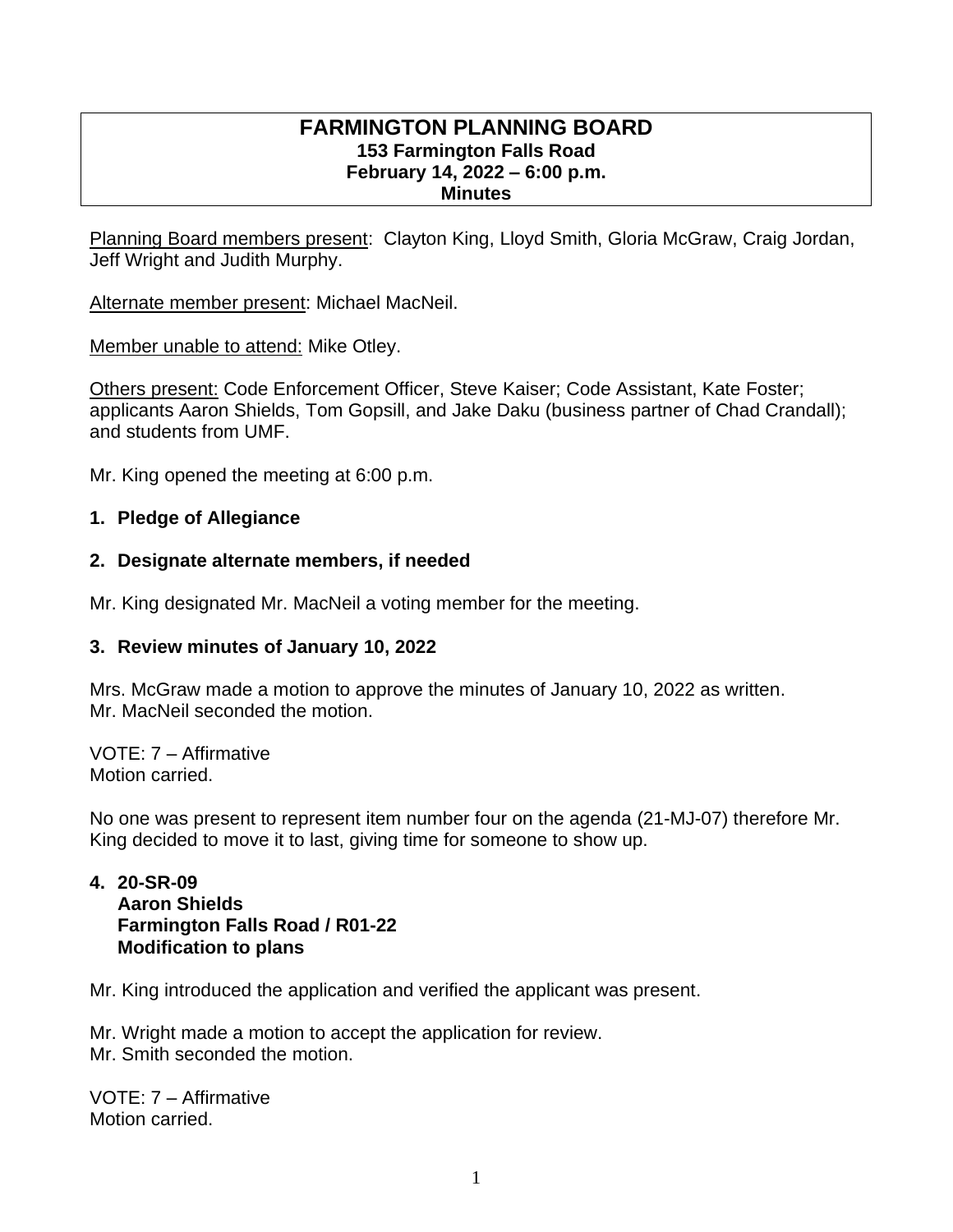# FARMINGTON PLANNING BOARD
**153 Farmington Falls Road**
**February 14, 2022 – 6:00 p.m.**
**Minutes**

Planning Board members present: Clayton King, Lloyd Smith, Gloria McGraw, Craig Jordan, Jeff Wright and Judith Murphy.

Alternate member present: Michael MacNeil.

Member unable to attend: Mike Otley.

Others present: Code Enforcement Officer, Steve Kaiser; Code Assistant, Kate Foster; applicants Aaron Shields, Tom Gopsill, and Jake Daku (business partner of Chad Crandall); and students from UMF.

Mr. King opened the meeting at 6:00 p.m.

**1. Pledge of Allegiance**

**2. Designate alternate members, if needed**

Mr. King designated Mr. MacNeil a voting member for the meeting.

**3. Review minutes of January 10, 2022**

Mrs. McGraw made a motion to approve the minutes of January 10, 2022 as written.
Mr. MacNeil seconded the motion.

VOTE: 7 – Affirmative
Motion carried.

No one was present to represent item number four on the agenda (21-MJ-07) therefore Mr. King decided to move it to last, giving time for someone to show up.

**4. 20-SR-09**
**Aaron Shields**
**Farmington Falls Road / R01-22**
**Modification to plans**

Mr. King introduced the application and verified the applicant was present.

Mr. Wright made a motion to accept the application for review.
Mr. Smith seconded the motion.

VOTE: 7 – Affirmative
Motion carried.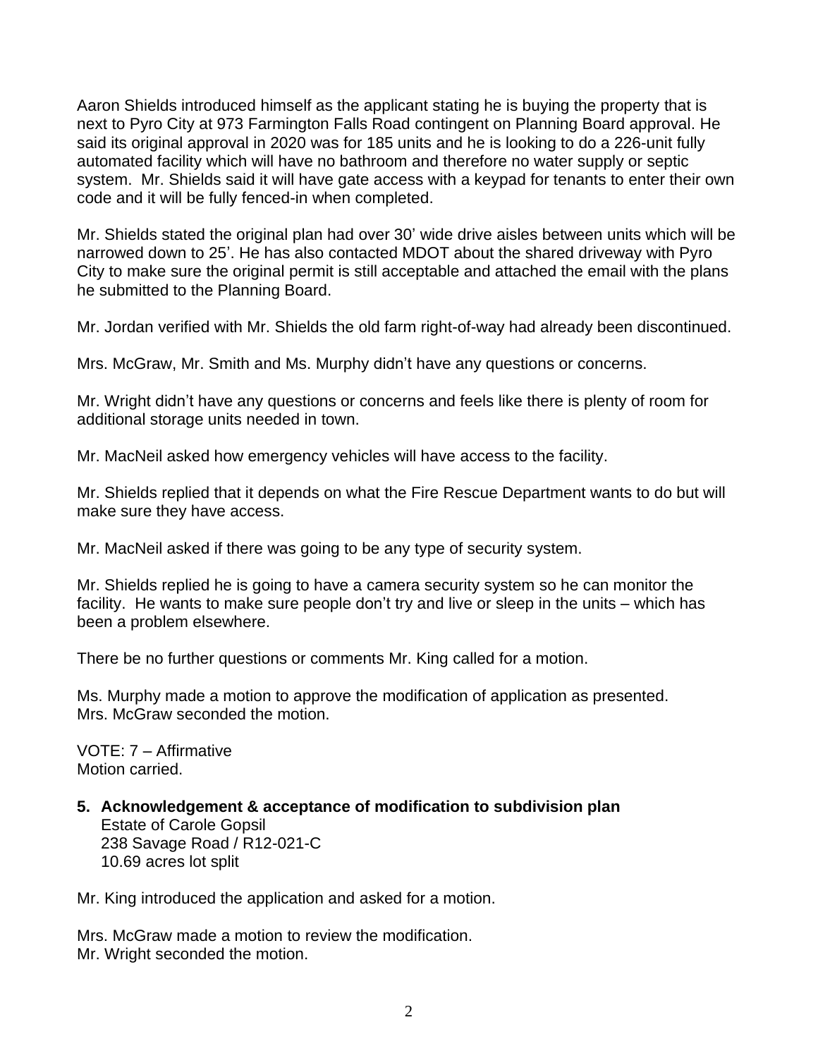Aaron Shields introduced himself as the applicant stating he is buying the property that is next to Pyro City at 973 Farmington Falls Road contingent on Planning Board approval. He said its original approval in 2020 was for 185 units and he is looking to do a 226-unit fully automated facility which will have no bathroom and therefore no water supply or septic system. Mr. Shields said it will have gate access with a keypad for tenants to enter their own code and it will be fully fenced-in when completed.

Mr. Shields stated the original plan had over 30' wide drive aisles between units which will be narrowed down to 25'. He has also contacted MDOT about the shared driveway with Pyro City to make sure the original permit is still acceptable and attached the email with the plans he submitted to the Planning Board.

Mr. Jordan verified with Mr. Shields the old farm right-of-way had already been discontinued.

Mrs. McGraw, Mr. Smith and Ms. Murphy didn't have any questions or concerns.

Mr. Wright didn't have any questions or concerns and feels like there is plenty of room for additional storage units needed in town.

Mr. MacNeil asked how emergency vehicles will have access to the facility.

Mr. Shields replied that it depends on what the Fire Rescue Department wants to do but will make sure they have access.

Mr. MacNeil asked if there was going to be any type of security system.

Mr. Shields replied he is going to have a camera security system so he can monitor the facility. He wants to make sure people don't try and live or sleep in the units – which has been a problem elsewhere.

There be no further questions or comments Mr. King called for a motion.

Ms. Murphy made a motion to approve the modification of application as presented.
Mrs. McGraw seconded the motion.

VOTE: 7 – Affirmative
Motion carried.

**5. Acknowledgement & acceptance of modification to subdivision plan**
Estate of Carole Gopsil
238 Savage Road / R12-021-C
10.69 acres lot split

Mr. King introduced the application and asked for a motion.

Mrs. McGraw made a motion to review the modification.
Mr. Wright seconded the motion.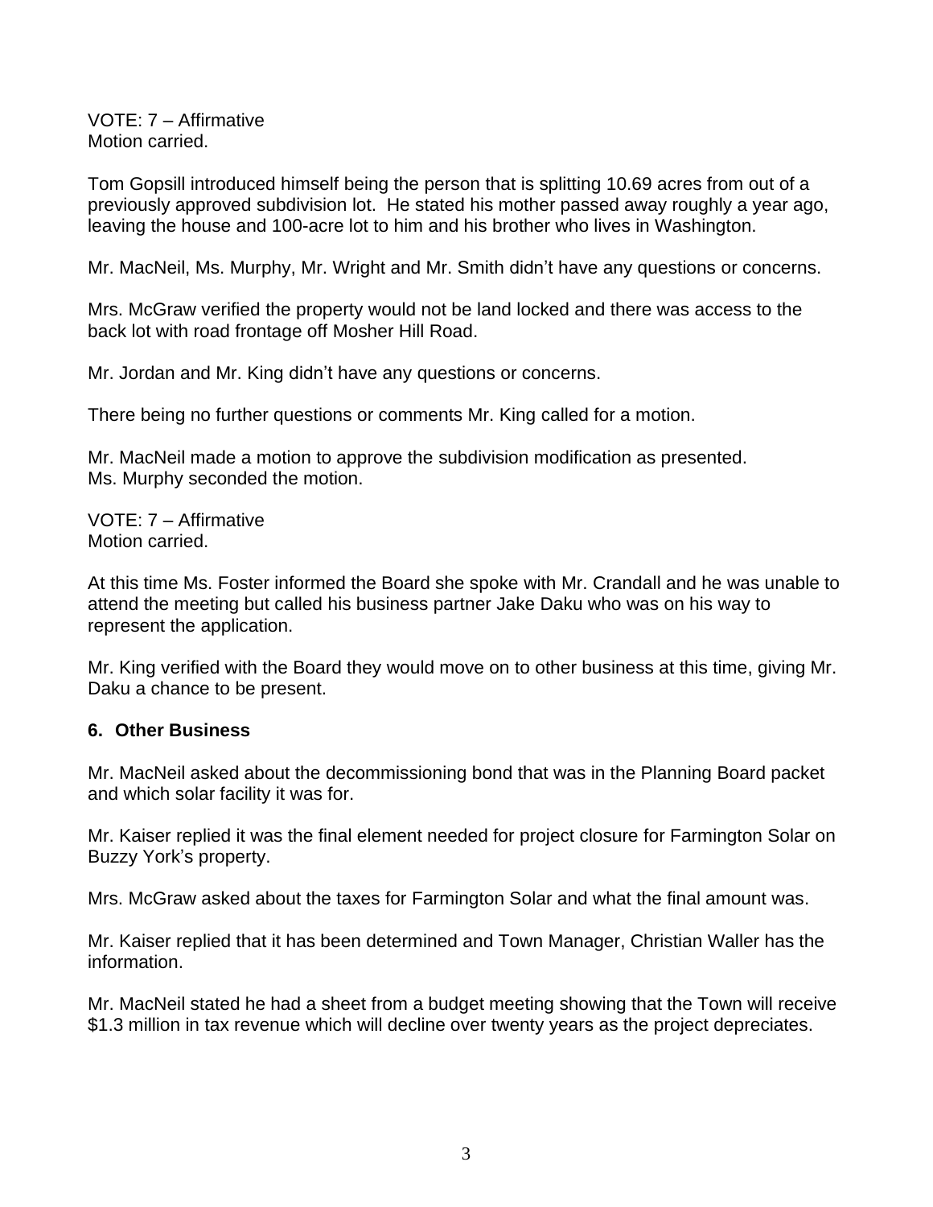VOTE: 7 – Affirmative
Motion carried.

Tom Gopsill introduced himself being the person that is splitting 10.69 acres from out of a previously approved subdivision lot. He stated his mother passed away roughly a year ago, leaving the house and 100-acre lot to him and his brother who lives in Washington.

Mr. MacNeil, Ms. Murphy, Mr. Wright and Mr. Smith didn't have any questions or concerns.

Mrs. McGraw verified the property would not be land locked and there was access to the back lot with road frontage off Mosher Hill Road.

Mr. Jordan and Mr. King didn't have any questions or concerns.

There being no further questions or comments Mr. King called for a motion.

Mr. MacNeil made a motion to approve the subdivision modification as presented.
Ms. Murphy seconded the motion.

VOTE: 7 – Affirmative
Motion carried.

At this time Ms. Foster informed the Board she spoke with Mr. Crandall and he was unable to attend the meeting but called his business partner Jake Daku who was on his way to represent the application.

Mr. King verified with the Board they would move on to other business at this time, giving Mr. Daku a chance to be present.

## 6. Other Business

Mr. MacNeil asked about the decommissioning bond that was in the Planning Board packet and which solar facility it was for.

Mr. Kaiser replied it was the final element needed for project closure for Farmington Solar on Buzzy York's property.

Mrs. McGraw asked about the taxes for Farmington Solar and what the final amount was.

Mr. Kaiser replied that it has been determined and Town Manager, Christian Waller has the information.

Mr. MacNeil stated he had a sheet from a budget meeting showing that the Town will receive $1.3 million in tax revenue which will decline over twenty years as the project depreciates.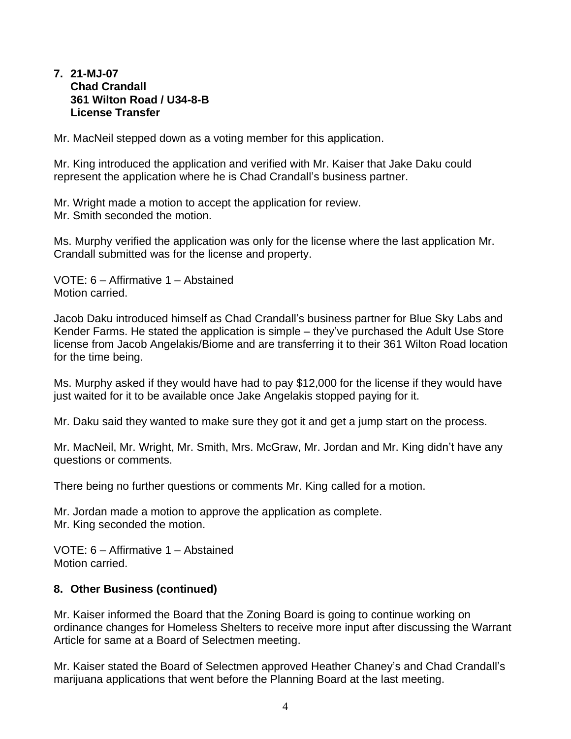**7. 21-MJ-07**
**Chad Crandall**
**361 Wilton Road / U34-8-B**
**License Transfer**

Mr. MacNeil stepped down as a voting member for this application.

Mr. King introduced the application and verified with Mr. Kaiser that Jake Daku could represent the application where he is Chad Crandall's business partner.

Mr. Wright made a motion to accept the application for review.
Mr. Smith seconded the motion.

Ms. Murphy verified the application was only for the license where the last application Mr. Crandall submitted was for the license and property.

VOTE: 6 – Affirmative 1 – Abstained
Motion carried.

Jacob Daku introduced himself as Chad Crandall's business partner for Blue Sky Labs and Kender Farms. He stated the application is simple – they've purchased the Adult Use Store license from Jacob Angelakis/Biome and are transferring it to their 361 Wilton Road location for the time being.

Ms. Murphy asked if they would have had to pay $12,000 for the license if they would have just waited for it to be available once Jake Angelakis stopped paying for it.

Mr. Daku said they wanted to make sure they got it and get a jump start on the process.

Mr. MacNeil, Mr. Wright, Mr. Smith, Mrs. McGraw, Mr. Jordan and Mr. King didn't have any questions or comments.

There being no further questions or comments Mr. King called for a motion.

Mr. Jordan made a motion to approve the application as complete.
Mr. King seconded the motion.

VOTE: 6 – Affirmative 1 – Abstained
Motion carried.

**8. Other Business (continued)**

Mr. Kaiser informed the Board that the Zoning Board is going to continue working on ordinance changes for Homeless Shelters to receive more input after discussing the Warrant Article for same at a Board of Selectmen meeting.

Mr. Kaiser stated the Board of Selectmen approved Heather Chaney's and Chad Crandall's marijuana applications that went before the Planning Board at the last meeting.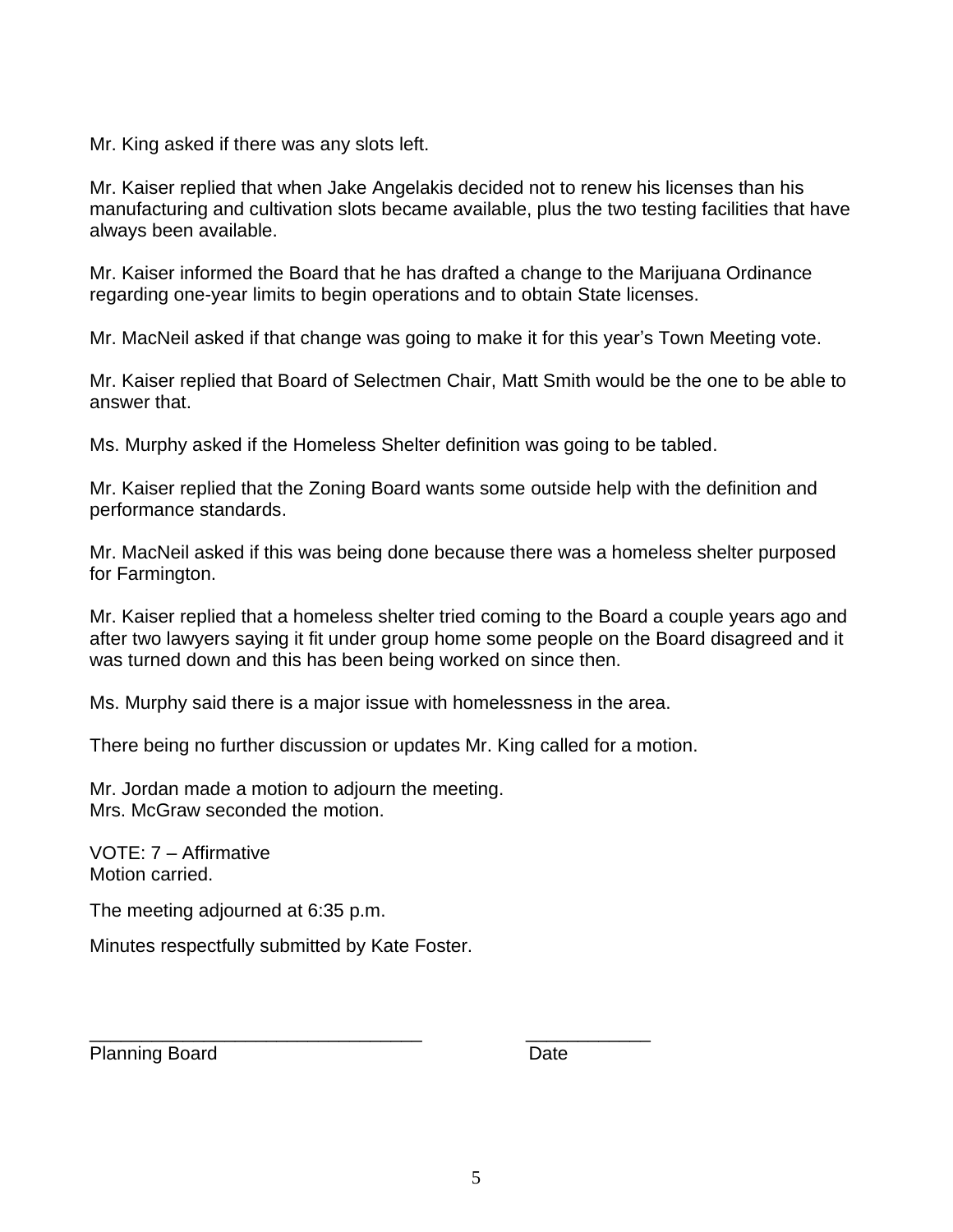Mr. King asked if there was any slots left.

Mr. Kaiser replied that when Jake Angelakis decided not to renew his licenses than his manufacturing and cultivation slots became available, plus the two testing facilities that have always been available.

Mr. Kaiser informed the Board that he has drafted a change to the Marijuana Ordinance regarding one-year limits to begin operations and to obtain State licenses.

Mr. MacNeil asked if that change was going to make it for this year's Town Meeting vote.

Mr. Kaiser replied that Board of Selectmen Chair, Matt Smith would be the one to be able to answer that.

Ms. Murphy asked if the Homeless Shelter definition was going to be tabled.

Mr. Kaiser replied that the Zoning Board wants some outside help with the definition and performance standards.

Mr. MacNeil asked if this was being done because there was a homeless shelter purposed for Farmington.

Mr. Kaiser replied that a homeless shelter tried coming to the Board a couple years ago and after two lawyers saying it fit under group home some people on the Board disagreed and it was turned down and this has been being worked on since then.

Ms. Murphy said there is a major issue with homelessness in the area.

There being no further discussion or updates Mr. King called for a motion.

Mr. Jordan made a motion to adjourn the meeting.
Mrs. McGraw seconded the motion.

VOTE: 7 – Affirmative
Motion carried.

The meeting adjourned at 6:35 p.m.

Minutes respectfully submitted by Kate Foster.

_________________________________ ____________
Planning Board Date